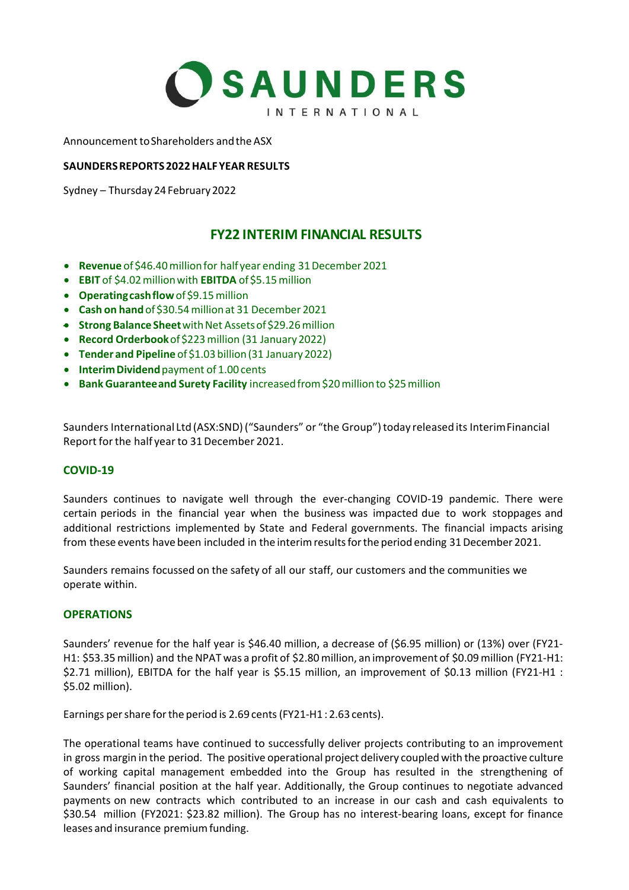# SAUNDERS INTERNATIONAL

Announcement to Shareholders and the ASX

**SAUNDERS REPORTS 2022 HALF YEAR RESULTS**

Sydney – Thursday 24 February 2022

## FY22 INTERIM FINANCIAL RESULTS

- **Revenue** of $46.40 million for half year ending 31 December 2021
- **EBIT** of $4.02 million with **EBITDA** of $5.15 million
- **Operating cash flow** of $9.15 million
- **Cash on hand** of $30.54 million at 31 December 2021
- **Strong Balance Sheet** with Net Assets of $29.26 million
- **Record Orderbook** of $223 million (31 January 2022)
- **Tender and Pipeline** of $1.03 billion (31 January 2022)
- **Interim Dividend** payment of 1.00 cents
- **Bank Guarantee and Surety Facility** increased from $20 million to $25 million

Saunders International Ltd (ASX:SND) ("Saunders" or "the Group") today released its Interim Financial Report for the half year to 31 December 2021.

### COVID-19

Saunders continues to navigate well through the ever-changing COVID-19 pandemic. There were certain periods in the financial year when the business was impacted due to work stoppages and additional restrictions implemented by State and Federal governments. The financial impacts arising from these events have been included in the interim results for the period ending 31 December 2021.

Saunders remains focussed on the safety of all our staff, our customers and the communities we operate within.

### OPERATIONS

Saunders' revenue for the half year is $46.40 million, a decrease of ($6.95 million) or (13%) over (FY21-H1: $53.35 million) and the NPAT was a profit of $2.80 million, an improvement of $0.09 million (FY21-H1: $2.71 million), EBITDA for the half year is $5.15 million, an improvement of $0.13 million (FY21-H1 : $5.02 million).

Earnings per share for the period is 2.69 cents (FY21-H1 : 2.63 cents).

The operational teams have continued to successfully deliver projects contributing to an improvement in gross margin in the period. The positive operational project delivery coupled with the proactive culture of working capital management embedded into the Group has resulted in the strengthening of Saunders' financial position at the half year. Additionally, the Group continues to negotiate advanced payments on new contracts which contributed to an increase in our cash and cash equivalents to $30.54 million (FY2021: $23.82 million). The Group has no interest-bearing loans, except for finance leases and insurance premium funding.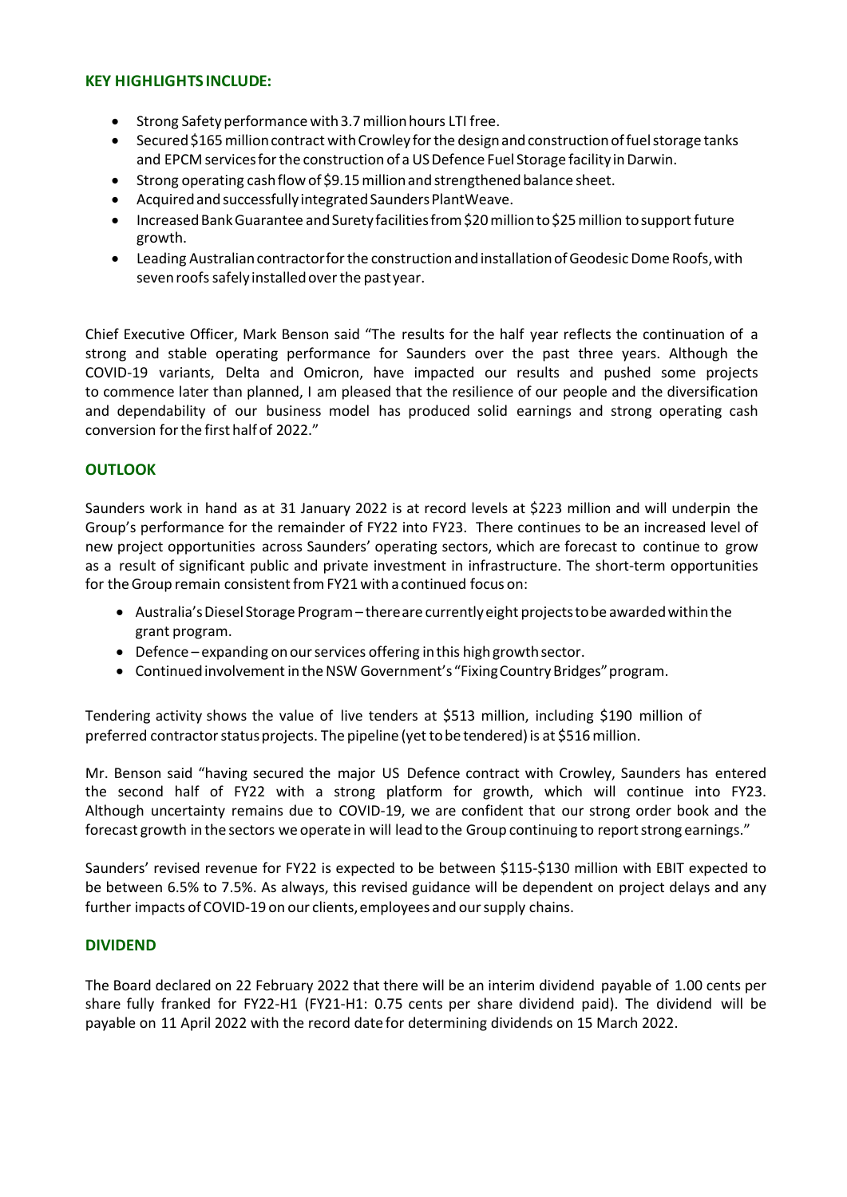## KEY HIGHLIGHTS INCLUDE:

- Strong Safety performance with 3.7 million hours LTI free.
- Secured $165 million contract with Crowley for the design and construction of fuel storage tanks and EPCM services for the construction of a US Defence Fuel Storage facility in Darwin.
- Strong operating cash flow of $9.15 million and strengthened balance sheet.
- Acquired and successfully integrated Saunders PlantWeave.
- Increased Bank Guarantee and Surety facilities from $20 million to $25 million to support future growth.
- Leading Australian contractor for the construction and installation of Geodesic Dome Roofs, with seven roofs safely installed over the past year.

Chief Executive Officer, Mark Benson said "The results for the half year reflects the continuation of a strong and stable operating performance for Saunders over the past three years. Although the COVID-19 variants, Delta and Omicron, have impacted our results and pushed some projects to commence later than planned, I am pleased that the resilience of our people and the diversification and dependability of our business model has produced solid earnings and strong operating cash conversion for the first half of 2022."

## OUTLOOK

Saunders work in hand as at 31 January 2022 is at record levels at $223 million and will underpin the Group's performance for the remainder of FY22 into FY23. There continues to be an increased level of new project opportunities across Saunders' operating sectors, which are forecast to continue to grow as a result of significant public and private investment in infrastructure. The short-term opportunities for the Group remain consistent from FY21 with a continued focus on:

- Australia's Diesel Storage Program – there are currently eight projects to be awarded within the grant program.
- Defence – expanding on our services offering in this high growth sector.
- Continued involvement in the NSW Government's "Fixing Country Bridges" program.

Tendering activity shows the value of live tenders at $513 million, including $190 million of preferred contractor status projects. The pipeline (yet to be tendered) is at $516 million.

Mr. Benson said "having secured the major US Defence contract with Crowley, Saunders has entered the second half of FY22 with a strong platform for growth, which will continue into FY23. Although uncertainty remains due to COVID-19, we are confident that our strong order book and the forecast growth in the sectors we operate in will lead to the Group continuing to report strong earnings."

Saunders' revised revenue for FY22 is expected to be between $115-$130 million with EBIT expected to be between 6.5% to 7.5%. As always, this revised guidance will be dependent on project delays and any further impacts of COVID-19 on our clients, employees and our supply chains.

## DIVIDEND

The Board declared on 22 February 2022 that there will be an interim dividend payable of 1.00 cents per share fully franked for FY22-H1 (FY21-H1: 0.75 cents per share dividend paid). The dividend will be payable on 11 April 2022 with the record date for determining dividends on 15 March 2022.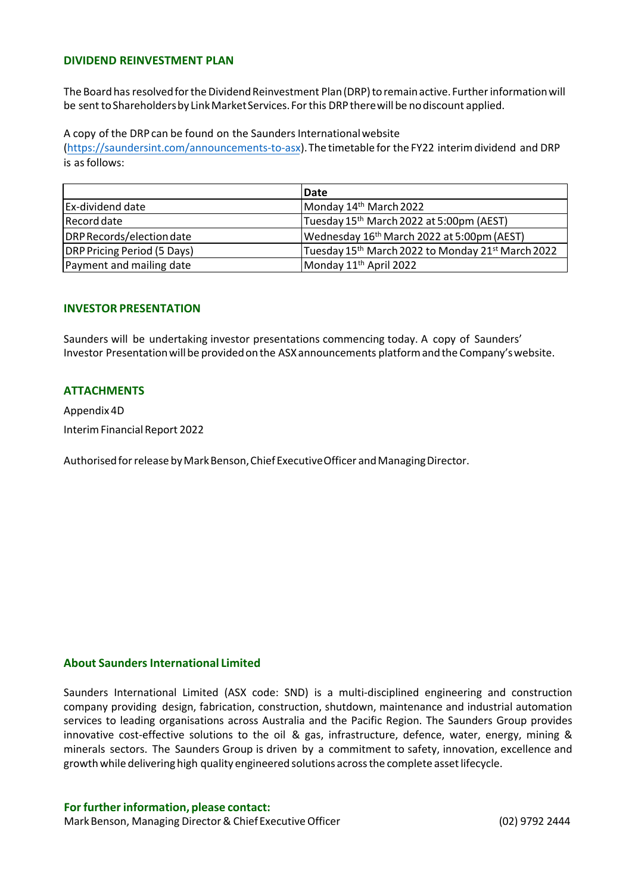## DIVIDEND REINVESTMENT PLAN

The Board has resolved for the Dividend Reinvestment Plan (DRP) to remain active. Further information will be sent to Shareholders by Link Market Services. For this DRP there will be no discount applied.

A copy of the DRP can be found on the Saunders International website (https://saundersint.com/announcements-to-asx). The timetable for the FY22 interim dividend and DRP is as follows:

| | Date |
|---|---|
| Ex-dividend date | Monday 14th March 2022 |
| Record date | Tuesday 15th March 2022 at 5:00pm (AEST) |
| DRP Records/election date | Wednesday 16th March 2022 at 5:00pm (AEST) |
| DRP Pricing Period (5 Days) | Tuesday 15th March 2022 to Monday 21st March 2022 |
| Payment and mailing date | Monday 11th April 2022 |

## INVESTOR PRESENTATION

Saunders will be undertaking investor presentations commencing today. A copy of Saunders' Investor Presentation will be provided on the ASX announcements platform and the Company's website.

## ATTACHMENTS

Appendix 4D

Interim Financial Report 2022

Authorised for release by Mark Benson, Chief Executive Officer and Managing Director.

## About Saunders International Limited

Saunders International Limited (ASX code: SND) is a multi-disciplined engineering and construction company providing design, fabrication, construction, shutdown, maintenance and industrial automation services to leading organisations across Australia and the Pacific Region. The Saunders Group provides innovative cost-effective solutions to the oil & gas, infrastructure, defence, water, energy, mining & minerals sectors. The Saunders Group is driven by a commitment to safety, innovation, excellence and growth while delivering high quality engineered solutions across the complete asset lifecycle.

**For further information, please contact:**

Mark Benson, Managing Director & Chief Executive Officer (02) 9792 2444